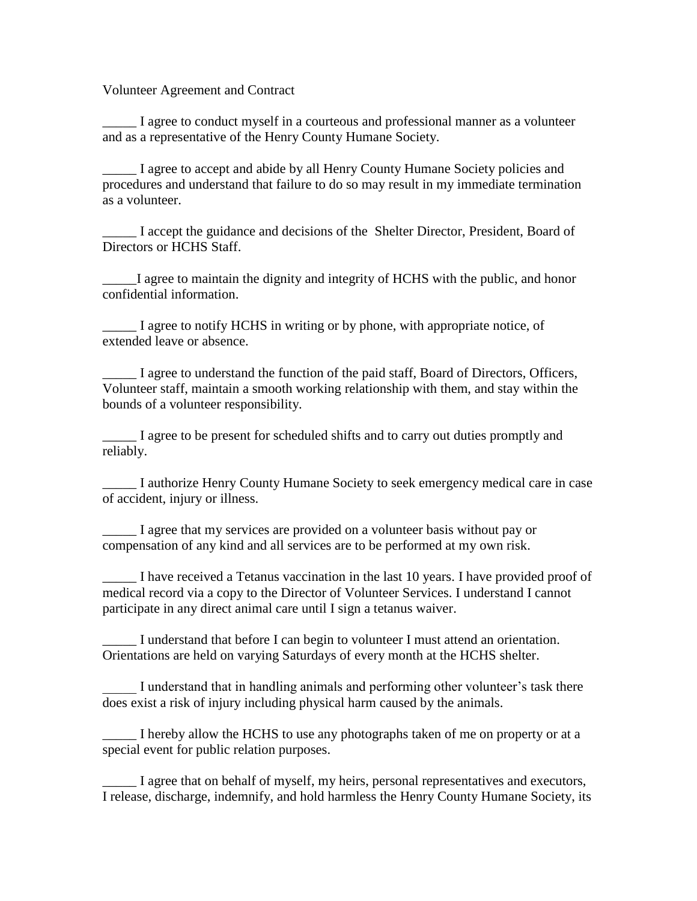Volunteer Agreement and Contract

_____ I agree to conduct myself in a courteous and professional manner as a volunteer and as a representative of the Henry County Humane Society.

_____ I agree to accept and abide by all Henry County Humane Society policies and procedures and understand that failure to do so may result in my immediate termination as a volunteer.

_____ I accept the guidance and decisions of the Shelter Director, President, Board of Directors or HCHS Staff.

_____I agree to maintain the dignity and integrity of HCHS with the public, and honor confidential information.

_____ I agree to notify HCHS in writing or by phone, with appropriate notice, of extended leave or absence.

_____ I agree to understand the function of the paid staff, Board of Directors, Officers, Volunteer staff, maintain a smooth working relationship with them, and stay within the bounds of a volunteer responsibility.

_____ I agree to be present for scheduled shifts and to carry out duties promptly and reliably.

_____ I authorize Henry County Humane Society to seek emergency medical care in case of accident, injury or illness.

_____ I agree that my services are provided on a volunteer basis without pay or compensation of any kind and all services are to be performed at my own risk.

_____ I have received a Tetanus vaccination in the last 10 years. I have provided proof of medical record via a copy to the Director of Volunteer Services. I understand I cannot participate in any direct animal care until I sign a tetanus waiver.

_____ I understand that before I can begin to volunteer I must attend an orientation. Orientations are held on varying Saturdays of every month at the HCHS shelter.

_____ I understand that in handling animals and performing other volunteer's task there does exist a risk of injury including physical harm caused by the animals.

_____ I hereby allow the HCHS to use any photographs taken of me on property or at a special event for public relation purposes.

_____ I agree that on behalf of myself, my heirs, personal representatives and executors, I release, discharge, indemnify, and hold harmless the Henry County Humane Society, its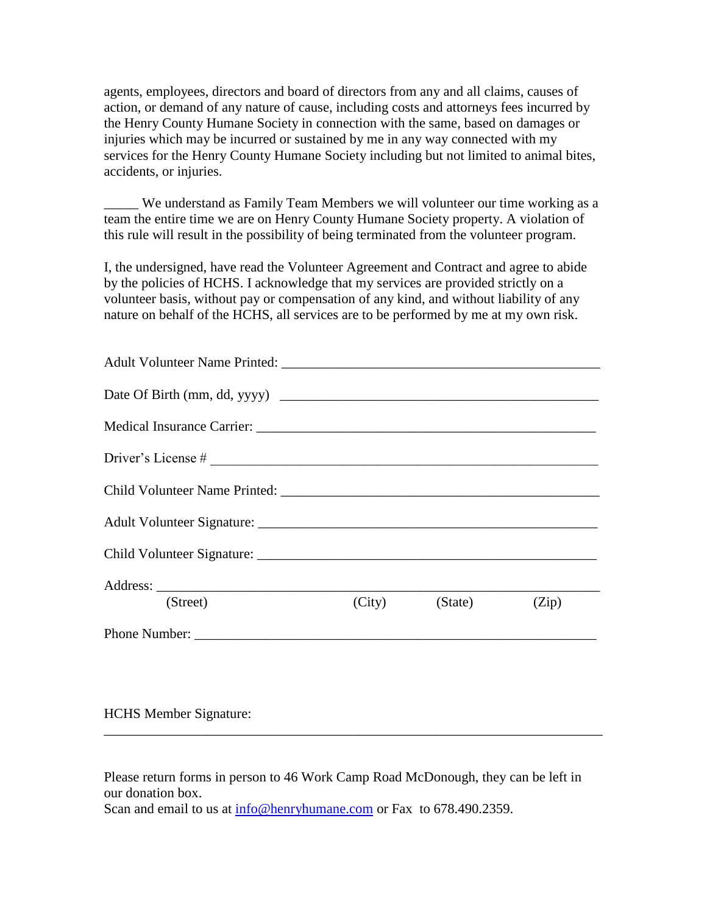agents, employees, directors and board of directors from any and all claims, causes of action, or demand of any nature of cause, including costs and attorneys fees incurred by the Henry County Humane Society in connection with the same, based on damages or injuries which may be incurred or sustained by me in any way connected with my services for the Henry County Humane Society including but not limited to animal bites, accidents, or injuries.

_____ We understand as Family Team Members we will volunteer our time working as a team the entire time we are on Henry County Humane Society property. A violation of this rule will result in the possibility of being terminated from the volunteer program.

I, the undersigned, have read the Volunteer Agreement and Contract and agree to abide by the policies of HCHS. I acknowledge that my services are provided strictly on a volunteer basis, without pay or compensation of any kind, and without liability of any nature on behalf of the HCHS, all services are to be performed by me at my own risk.

Adult Volunteer Name Printed: _______________________________________________

Date Of Birth (mm, dd, yyyy) _______________________________________________

Medical Insurance Carrier: __________________________________________________

Driver's License # _________________________________________________________

Child Volunteer Name Printed: _______________________________________________

Adult Volunteer Signature: __________________________________________________

Child Volunteer Signature: __________________________________________________

Address: _________________________________________________________________
(Street) (City) (State) (Zip)

Phone Number: ____________________________________________________________

HCHS Member Signature:
__________________________________________________________________________

Please return forms in person to 46 Work Camp Road McDonough, they can be left in our donation box.
Scan and email to us at info@henryhumane.com or Fax to 678.490.2359.